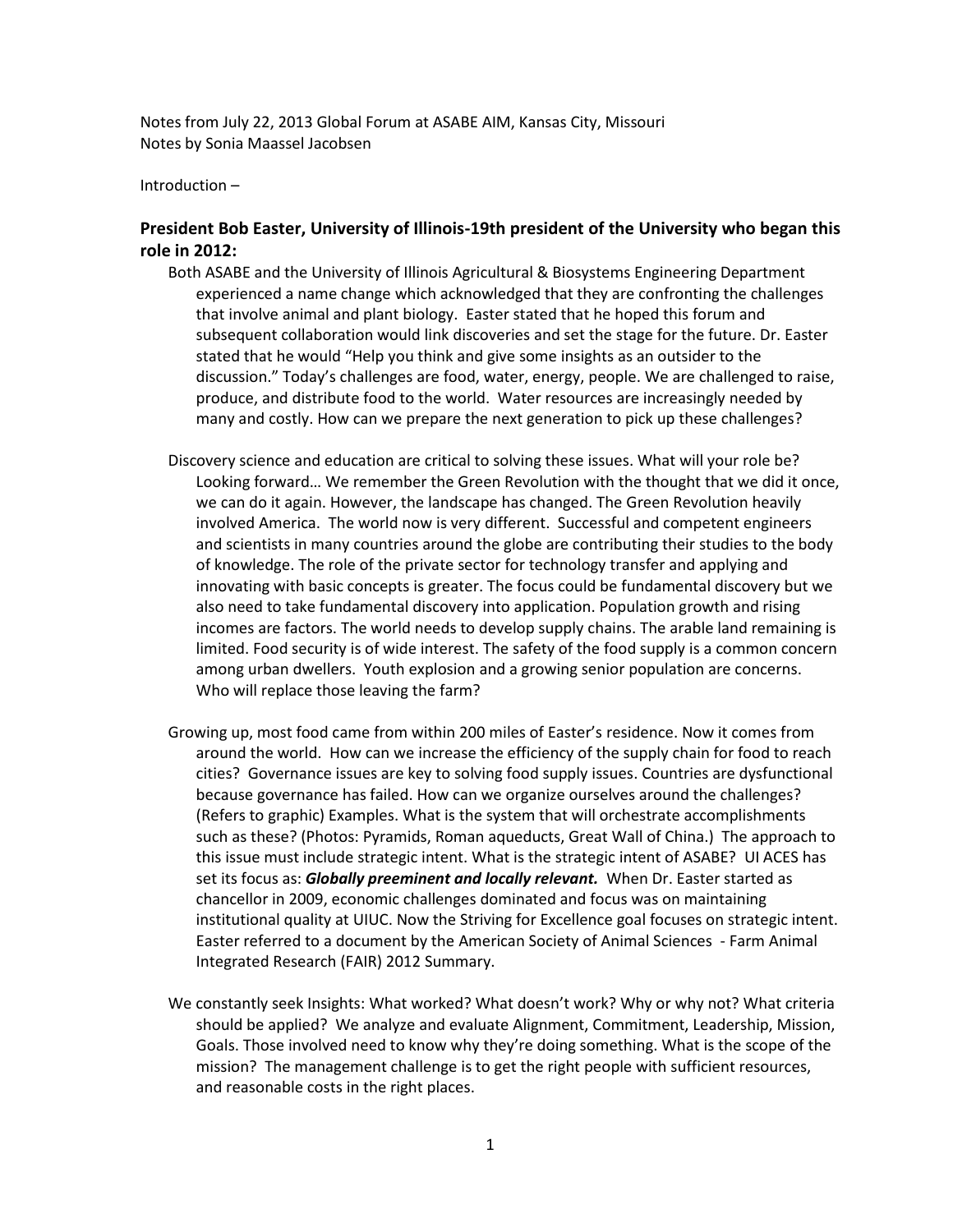Notes from July 22, 2013 Global Forum at ASABE AIM, Kansas City, Missouri
Notes by Sonia Maassel Jacobsen

Introduction –

### President Bob Easter, University of Illinois-19th president of the University who began this role in 2012:

Both ASABE and the University of Illinois Agricultural & Biosystems Engineering Department experienced a name change which acknowledged that they are confronting the challenges that involve animal and plant biology. Easter stated that he hoped this forum and subsequent collaboration would link discoveries and set the stage for the future. Dr. Easter stated that he would "Help you think and give some insights as an outsider to the discussion." Today's challenges are food, water, energy, people. We are challenged to raise, produce, and distribute food to the world. Water resources are increasingly needed by many and costly. How can we prepare the next generation to pick up these challenges?

Discovery science and education are critical to solving these issues. What will your role be? Looking forward… We remember the Green Revolution with the thought that we did it once, we can do it again. However, the landscape has changed. The Green Revolution heavily involved America. The world now is very different. Successful and competent engineers and scientists in many countries around the globe are contributing their studies to the body of knowledge. The role of the private sector for technology transfer and applying and innovating with basic concepts is greater. The focus could be fundamental discovery but we also need to take fundamental discovery into application. Population growth and rising incomes are factors. The world needs to develop supply chains. The arable land remaining is limited. Food security is of wide interest. The safety of the food supply is a common concern among urban dwellers. Youth explosion and a growing senior population are concerns. Who will replace those leaving the farm?

Growing up, most food came from within 200 miles of Easter's residence. Now it comes from around the world. How can we increase the efficiency of the supply chain for food to reach cities? Governance issues are key to solving food supply issues. Countries are dysfunctional because governance has failed. How can we organize ourselves around the challenges? (Refers to graphic) Examples. What is the system that will orchestrate accomplishments such as these? (Photos: Pyramids, Roman aqueducts, Great Wall of China.) The approach to this issue must include strategic intent. What is the strategic intent of ASABE? UI ACES has set its focus as: ***Globally preeminent and locally relevant.*** When Dr. Easter started as chancellor in 2009, economic challenges dominated and focus was on maintaining institutional quality at UIUC. Now the Striving for Excellence goal focuses on strategic intent. Easter referred to a document by the American Society of Animal Sciences - Farm Animal Integrated Research (FAIR) 2012 Summary.

We constantly seek Insights: What worked? What doesn't work? Why or why not? What criteria should be applied? We analyze and evaluate Alignment, Commitment, Leadership, Mission, Goals. Those involved need to know why they're doing something. What is the scope of the mission? The management challenge is to get the right people with sufficient resources, and reasonable costs in the right places.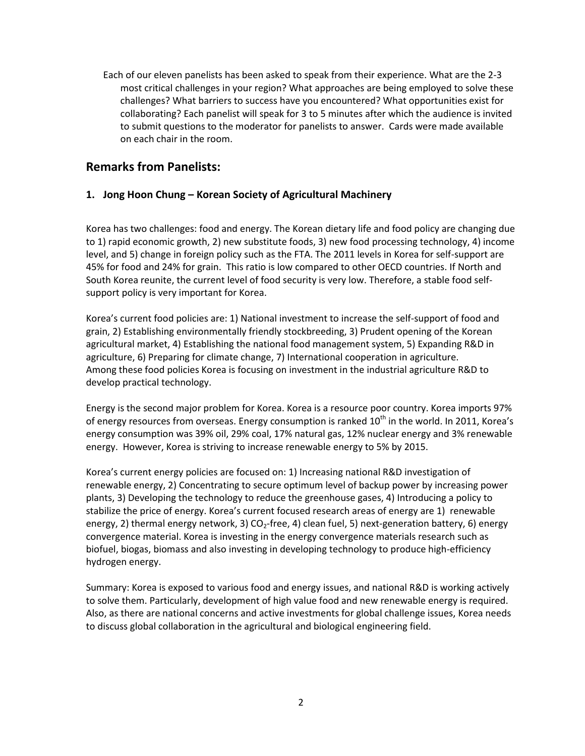Each of our eleven panelists has been asked to speak from their experience. What are the 2-3 most critical challenges in your region? What approaches are being employed to solve these challenges? What barriers to success have you encountered? What opportunities exist for collaborating? Each panelist will speak for 3 to 5 minutes after which the audience is invited to submit questions to the moderator for panelists to answer. Cards were made available on each chair in the room.

## Remarks from Panelists:

### 1. Jong Hoon Chung – Korean Society of Agricultural Machinery

Korea has two challenges: food and energy. The Korean dietary life and food policy are changing due to 1) rapid economic growth, 2) new substitute foods, 3) new food processing technology, 4) income level, and 5) change in foreign policy such as the FTA. The 2011 levels in Korea for self-support are 45% for food and 24% for grain. This ratio is low compared to other OECD countries. If North and South Korea reunite, the current level of food security is very low. Therefore, a stable food self-support policy is very important for Korea.

Korea's current food policies are: 1) National investment to increase the self-support of food and grain, 2) Establishing environmentally friendly stockbreeding, 3) Prudent opening of the Korean agricultural market, 4) Establishing the national food management system, 5) Expanding R&D in agriculture, 6) Preparing for climate change, 7) International cooperation in agriculture. Among these food policies Korea is focusing on investment in the industrial agriculture R&D to develop practical technology.

Energy is the second major problem for Korea. Korea is a resource poor country. Korea imports 97% of energy resources from overseas. Energy consumption is ranked 10th in the world. In 2011, Korea's energy consumption was 39% oil, 29% coal, 17% natural gas, 12% nuclear energy and 3% renewable energy. However, Korea is striving to increase renewable energy to 5% by 2015.

Korea's current energy policies are focused on: 1) Increasing national R&D investigation of renewable energy, 2) Concentrating to secure optimum level of backup power by increasing power plants, 3) Developing the technology to reduce the greenhouse gases, 4) Introducing a policy to stabilize the price of energy. Korea's current focused research areas of energy are 1) renewable energy, 2) thermal energy network, 3) $CO_2$-free, 4) clean fuel, 5) next-generation battery, 6) energy convergence material. Korea is investing in the energy convergence materials research such as biofuel, biogas, biomass and also investing in developing technology to produce high-efficiency hydrogen energy.

Summary: Korea is exposed to various food and energy issues, and national R&D is working actively to solve them. Particularly, development of high value food and new renewable energy is required. Also, as there are national concerns and active investments for global challenge issues, Korea needs to discuss global collaboration in the agricultural and biological engineering field.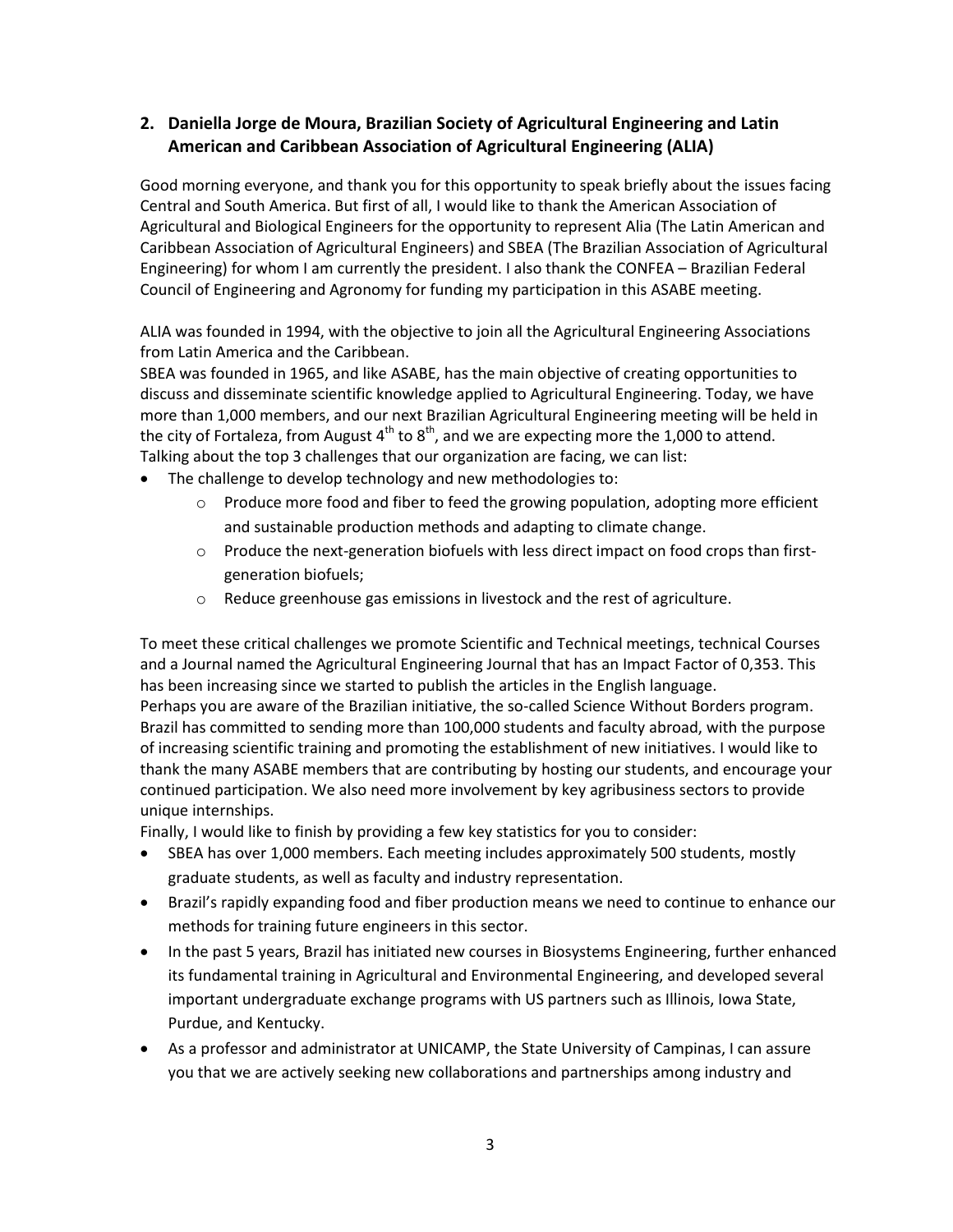## 2. Daniella Jorge de Moura, Brazilian Society of Agricultural Engineering and Latin American and Caribbean Association of Agricultural Engineering (ALIA)

Good morning everyone, and thank you for this opportunity to speak briefly about the issues facing Central and South America. But first of all, I would like to thank the American Association of Agricultural and Biological Engineers for the opportunity to represent Alia (The Latin American and Caribbean Association of Agricultural Engineers) and SBEA (The Brazilian Association of Agricultural Engineering) for whom I am currently the president. I also thank the CONFEA – Brazilian Federal Council of Engineering and Agronomy for funding my participation in this ASABE meeting.

ALIA was founded in 1994, with the objective to join all the Agricultural Engineering Associations from Latin America and the Caribbean.

SBEA was founded in 1965, and like ASABE, has the main objective of creating opportunities to discuss and disseminate scientific knowledge applied to Agricultural Engineering. Today, we have more than 1,000 members, and our next Brazilian Agricultural Engineering meeting will be held in the city of Fortaleza, from August 4$^{th}$ to 8$^{th}$, and we are expecting more the 1,000 to attend.

Talking about the top 3 challenges that our organization are facing, we can list:

- The challenge to develop technology and new methodologies to:
  - Produce more food and fiber to feed the growing population, adopting more efficient and sustainable production methods and adapting to climate change.
  - Produce the next-generation biofuels with less direct impact on food crops than first-generation biofuels;
  - Reduce greenhouse gas emissions in livestock and the rest of agriculture.

To meet these critical challenges we promote Scientific and Technical meetings, technical Courses and a Journal named the Agricultural Engineering Journal that has an Impact Factor of 0,353. This has been increasing since we started to publish the articles in the English language.

Perhaps you are aware of the Brazilian initiative, the so-called Science Without Borders program. Brazil has committed to sending more than 100,000 students and faculty abroad, with the purpose of increasing scientific training and promoting the establishment of new initiatives. I would like to thank the many ASABE members that are contributing by hosting our students, and encourage your continued participation. We also need more involvement by key agribusiness sectors to provide unique internships.

Finally, I would like to finish by providing a few key statistics for you to consider:

- SBEA has over 1,000 members. Each meeting includes approximately 500 students, mostly graduate students, as well as faculty and industry representation.
- Brazil's rapidly expanding food and fiber production means we need to continue to enhance our methods for training future engineers in this sector.
- In the past 5 years, Brazil has initiated new courses in Biosystems Engineering, further enhanced its fundamental training in Agricultural and Environmental Engineering, and developed several important undergraduate exchange programs with US partners such as Illinois, Iowa State, Purdue, and Kentucky.
- As a professor and administrator at UNICAMP, the State University of Campinas, I can assure you that we are actively seeking new collaborations and partnerships among industry and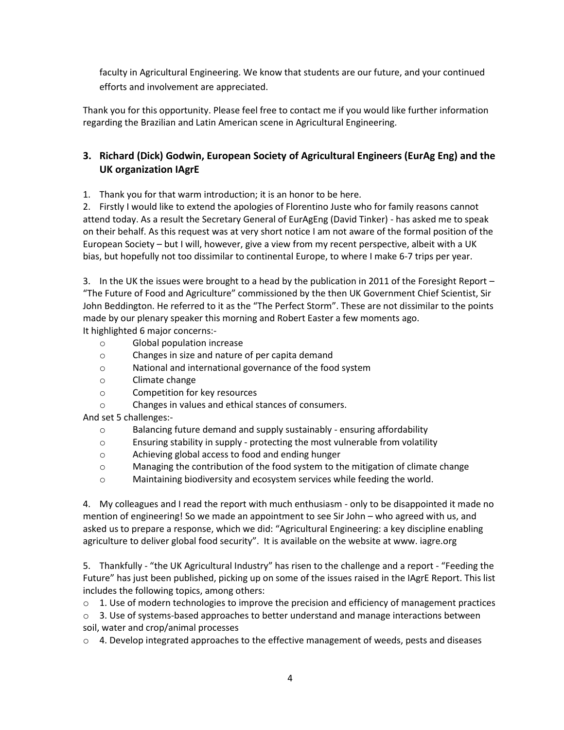faculty in Agricultural Engineering. We know that students are our future, and your continued efforts and involvement are appreciated.

Thank you for this opportunity. Please feel free to contact me if you would like further information regarding the Brazilian and Latin American scene in Agricultural Engineering.

### 3. Richard (Dick) Godwin, European Society of Agricultural Engineers (EurAg Eng) and the UK organization IAgrE

1. Thank you for that warm introduction; it is an honor to be here.
2. Firstly I would like to extend the apologies of Florentino Juste who for family reasons cannot attend today. As a result the Secretary General of EurAgEng (David Tinker) - has asked me to speak on their behalf. As this request was at very short notice I am not aware of the formal position of the European Society – but I will, however, give a view from my recent perspective, albeit with a UK bias, but hopefully not too dissimilar to continental Europe, to where I make 6-7 trips per year.

3. In the UK the issues were brought to a head by the publication in 2011 of the Foresight Report – "The Future of Food and Agriculture" commissioned by the then UK Government Chief Scientist, Sir John Beddington. He referred to it as the "The Perfect Storm". These are not dissimilar to the points made by our plenary speaker this morning and Robert Easter a few moments ago.
It highlighted 6 major concerns:-

- Global population increase
- Changes in size and nature of per capita demand
- National and international governance of the food system
- Climate change
- Competition for key resources
- Changes in values and ethical stances of consumers.

And set 5 challenges:-

- Balancing future demand and supply sustainably - ensuring affordability
- Ensuring stability in supply - protecting the most vulnerable from volatility
- Achieving global access to food and ending hunger
- Managing the contribution of the food system to the mitigation of climate change
- Maintaining biodiversity and ecosystem services while feeding the world.

4. My colleagues and I read the report with much enthusiasm - only to be disappointed it made no mention of engineering! So we made an appointment to see Sir John – who agreed with us, and asked us to prepare a response, which we did: "Agricultural Engineering: a key discipline enabling agriculture to deliver global food security". It is available on the website at www. iagre.org

5. Thankfully - "the UK Agricultural Industry" has risen to the challenge and a report - "Feeding the Future" has just been published, picking up on some of the issues raised in the IAgrE Report. This list includes the following topics, among others:

- 1. Use of modern technologies to improve the precision and efficiency of management practices
- 3. Use of systems-based approaches to better understand and manage interactions between soil, water and crop/animal processes
- 4. Develop integrated approaches to the effective management of weeds, pests and diseases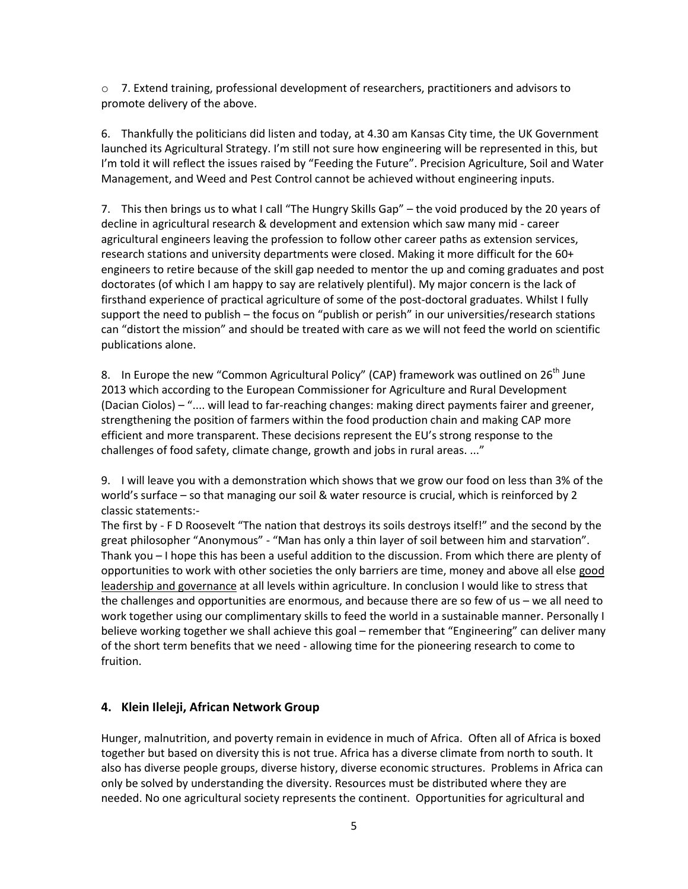- 7. Extend training, professional development of researchers, practitioners and advisors to promote delivery of the above.

6. Thankfully the politicians did listen and today, at 4.30 am Kansas City time, the UK Government launched its Agricultural Strategy. I'm still not sure how engineering will be represented in this, but I'm told it will reflect the issues raised by "Feeding the Future". Precision Agriculture, Soil and Water Management, and Weed and Pest Control cannot be achieved without engineering inputs.

7. This then brings us to what I call "The Hungry Skills Gap" – the void produced by the 20 years of decline in agricultural research & development and extension which saw many mid - career agricultural engineers leaving the profession to follow other career paths as extension services, research stations and university departments were closed. Making it more difficult for the 60+ engineers to retire because of the skill gap needed to mentor the up and coming graduates and post doctorates (of which I am happy to say are relatively plentiful). My major concern is the lack of firsthand experience of practical agriculture of some of the post-doctoral graduates. Whilst I fully support the need to publish – the focus on "publish or perish" in our universities/research stations can "distort the mission" and should be treated with care as we will not feed the world on scientific publications alone.

8. In Europe the new "Common Agricultural Policy" (CAP) framework was outlined on 26th June 2013 which according to the European Commissioner for Agriculture and Rural Development (Dacian Ciolos) – ".... will lead to far-reaching changes: making direct payments fairer and greener, strengthening the position of farmers within the food production chain and making CAP more efficient and more transparent. These decisions represent the EU's strong response to the challenges of food safety, climate change, growth and jobs in rural areas. ..."

9. I will leave you with a demonstration which shows that we grow our food on less than 3% of the world's surface – so that managing our soil & water resource is crucial, which is reinforced by 2 classic statements:-
The first by - F D Roosevelt "The nation that destroys its soils destroys itself!" and the second by the great philosopher "Anonymous" - "Man has only a thin layer of soil between him and starvation".
Thank you – I hope this has been a useful addition to the discussion. From which there are plenty of opportunities to work with other societies the only barriers are time, money and above all else good leadership and governance at all levels within agriculture. In conclusion I would like to stress that the challenges and opportunities are enormous, and because there are so few of us – we all need to work together using our complimentary skills to feed the world in a sustainable manner. Personally I believe working together we shall achieve this goal – remember that "Engineering" can deliver many of the short term benefits that we need - allowing time for the pioneering research to come to fruition.

## 4. Klein Ileleji, African Network Group

Hunger, malnutrition, and poverty remain in evidence in much of Africa. Often all of Africa is boxed together but based on diversity this is not true. Africa has a diverse climate from north to south. It also has diverse people groups, diverse history, diverse economic structures. Problems in Africa can only be solved by understanding the diversity. Resources must be distributed where they are needed. No one agricultural society represents the continent. Opportunities for agricultural and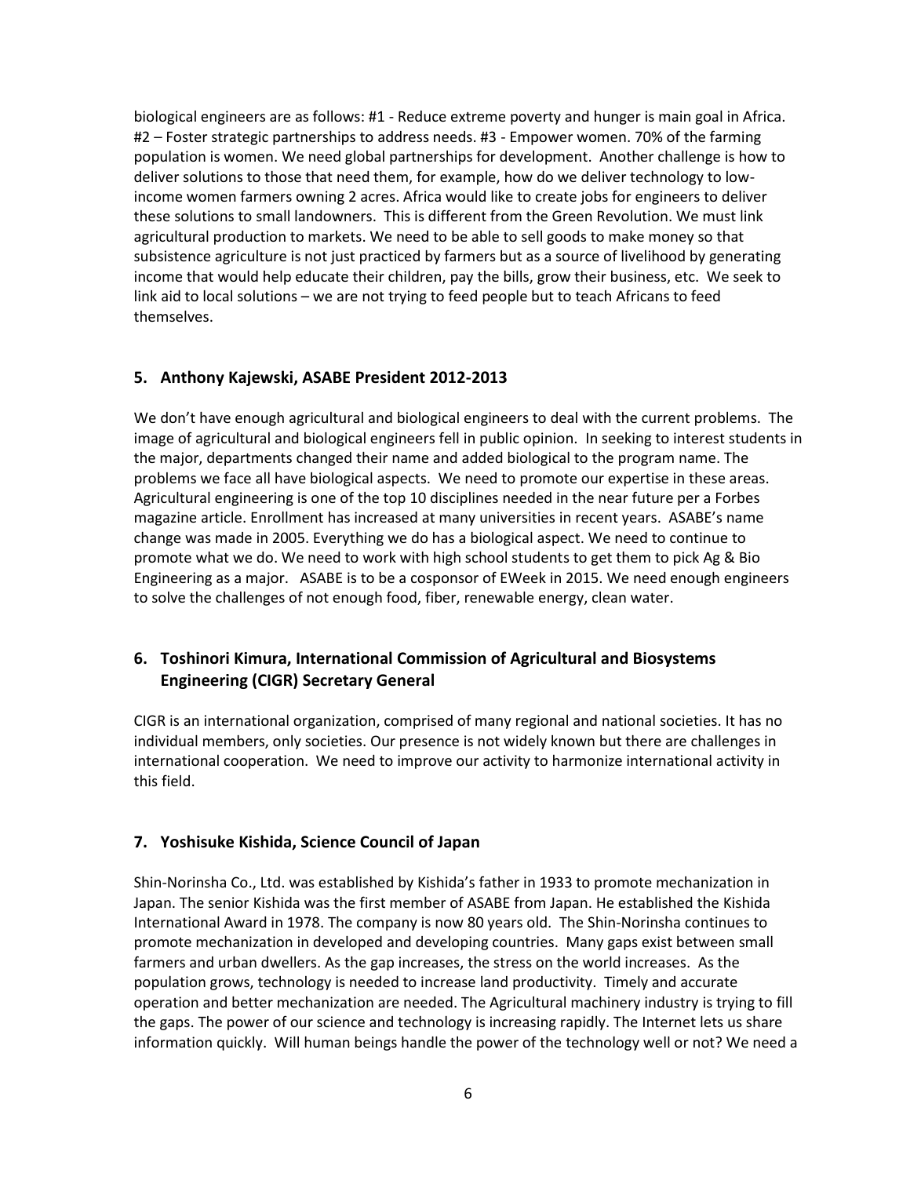biological engineers are as follows: #1 - Reduce extreme poverty and hunger is main goal in Africa. #2 – Foster strategic partnerships to address needs. #3 - Empower women. 70% of the farming population is women. We need global partnerships for development. Another challenge is how to deliver solutions to those that need them, for example, how do we deliver technology to low-income women farmers owning 2 acres. Africa would like to create jobs for engineers to deliver these solutions to small landowners. This is different from the Green Revolution. We must link agricultural production to markets. We need to be able to sell goods to make money so that subsistence agriculture is not just practiced by farmers but as a source of livelihood by generating income that would help educate their children, pay the bills, grow their business, etc. We seek to link aid to local solutions – we are not trying to feed people but to teach Africans to feed themselves.

## 5. Anthony Kajewski, ASABE President 2012-2013

We don't have enough agricultural and biological engineers to deal with the current problems. The image of agricultural and biological engineers fell in public opinion. In seeking to interest students in the major, departments changed their name and added biological to the program name. The problems we face all have biological aspects. We need to promote our expertise in these areas. Agricultural engineering is one of the top 10 disciplines needed in the near future per a Forbes magazine article. Enrollment has increased at many universities in recent years. ASABE's name change was made in 2005. Everything we do has a biological aspect. We need to continue to promote what we do. We need to work with high school students to get them to pick Ag & Bio Engineering as a major. ASABE is to be a cosponsor of EWeek in 2015. We need enough engineers to solve the challenges of not enough food, fiber, renewable energy, clean water.

## 6. Toshinori Kimura, International Commission of Agricultural and Biosystems Engineering (CIGR) Secretary General

CIGR is an international organization, comprised of many regional and national societies. It has no individual members, only societies. Our presence is not widely known but there are challenges in international cooperation. We need to improve our activity to harmonize international activity in this field.

## 7. Yoshisuke Kishida, Science Council of Japan

Shin-Norinsha Co., Ltd. was established by Kishida's father in 1933 to promote mechanization in Japan. The senior Kishida was the first member of ASABE from Japan. He established the Kishida International Award in 1978. The company is now 80 years old. The Shin-Norinsha continues to promote mechanization in developed and developing countries. Many gaps exist between small farmers and urban dwellers. As the gap increases, the stress on the world increases. As the population grows, technology is needed to increase land productivity. Timely and accurate operation and better mechanization are needed. The Agricultural machinery industry is trying to fill the gaps. The power of our science and technology is increasing rapidly. The Internet lets us share information quickly. Will human beings handle the power of the technology well or not? We need a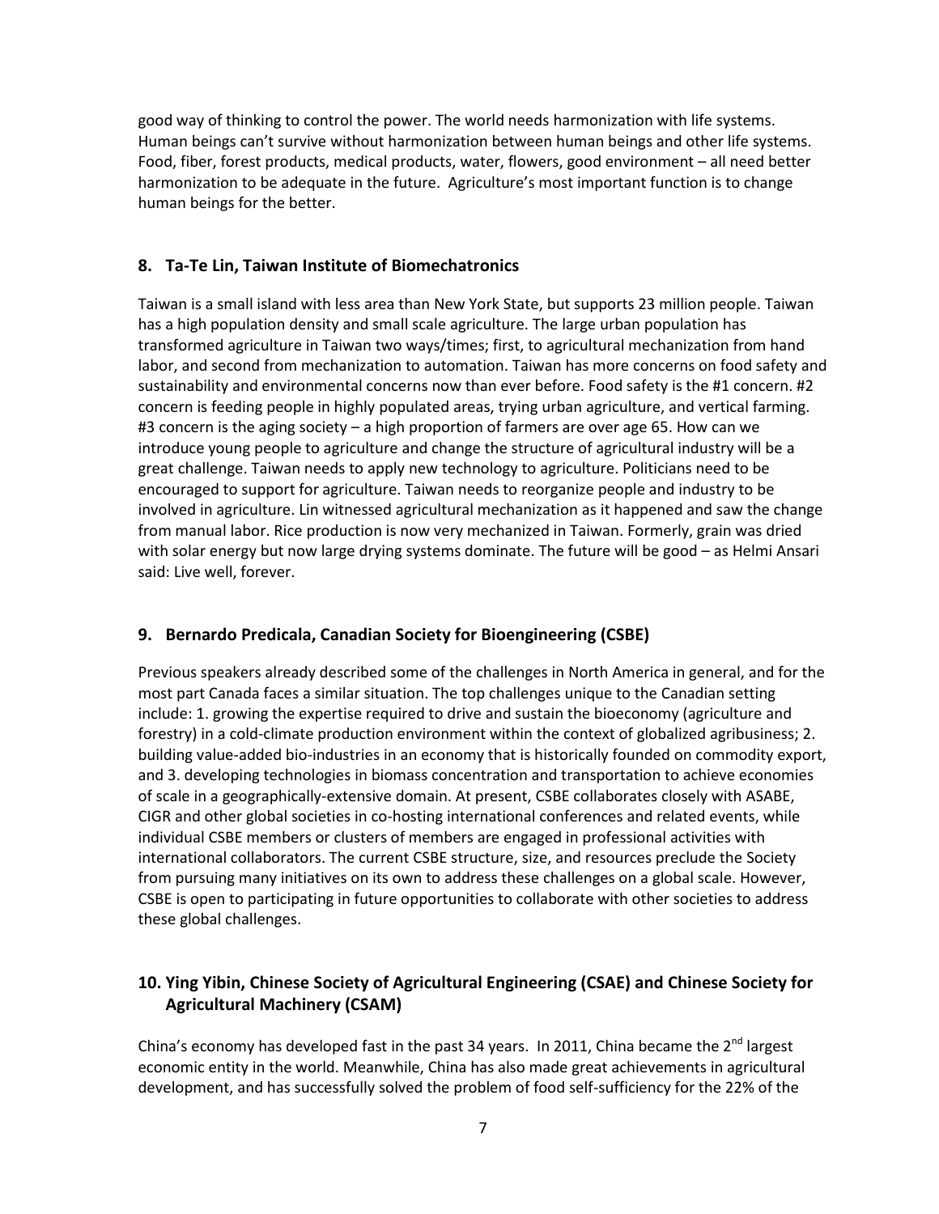good way of thinking to control the power. The world needs harmonization with life systems. Human beings can't survive without harmonization between human beings and other life systems. Food, fiber, forest products, medical products, water, flowers, good environment – all need better harmonization to be adequate in the future. Agriculture's most important function is to change human beings for the better.

## 8. Ta-Te Lin, Taiwan Institute of Biomechatronics

Taiwan is a small island with less area than New York State, but supports 23 million people. Taiwan has a high population density and small scale agriculture. The large urban population has transformed agriculture in Taiwan two ways/times; first, to agricultural mechanization from hand labor, and second from mechanization to automation. Taiwan has more concerns on food safety and sustainability and environmental concerns now than ever before. Food safety is the #1 concern. #2 concern is feeding people in highly populated areas, trying urban agriculture, and vertical farming. #3 concern is the aging society – a high proportion of farmers are over age 65. How can we introduce young people to agriculture and change the structure of agricultural industry will be a great challenge. Taiwan needs to apply new technology to agriculture. Politicians need to be encouraged to support for agriculture. Taiwan needs to reorganize people and industry to be involved in agriculture. Lin witnessed agricultural mechanization as it happened and saw the change from manual labor. Rice production is now very mechanized in Taiwan. Formerly, grain was dried with solar energy but now large drying systems dominate. The future will be good – as Helmi Ansari said: Live well, forever.

## 9. Bernardo Predicala, Canadian Society for Bioengineering (CSBE)

Previous speakers already described some of the challenges in North America in general, and for the most part Canada faces a similar situation. The top challenges unique to the Canadian setting include: 1. growing the expertise required to drive and sustain the bioeconomy (agriculture and forestry) in a cold-climate production environment within the context of globalized agribusiness; 2. building value-added bio-industries in an economy that is historically founded on commodity export, and 3. developing technologies in biomass concentration and transportation to achieve economies of scale in a geographically-extensive domain. At present, CSBE collaborates closely with ASABE, CIGR and other global societies in co-hosting international conferences and related events, while individual CSBE members or clusters of members are engaged in professional activities with international collaborators. The current CSBE structure, size, and resources preclude the Society from pursuing many initiatives on its own to address these challenges on a global scale. However, CSBE is open to participating in future opportunities to collaborate with other societies to address these global challenges.

## 10. Ying Yibin, Chinese Society of Agricultural Engineering (CSAE) and Chinese Society for Agricultural Machinery (CSAM)

China's economy has developed fast in the past 34 years. In 2011, China became the 2nd largest economic entity in the world. Meanwhile, China has also made great achievements in agricultural development, and has successfully solved the problem of food self-sufficiency for the 22% of the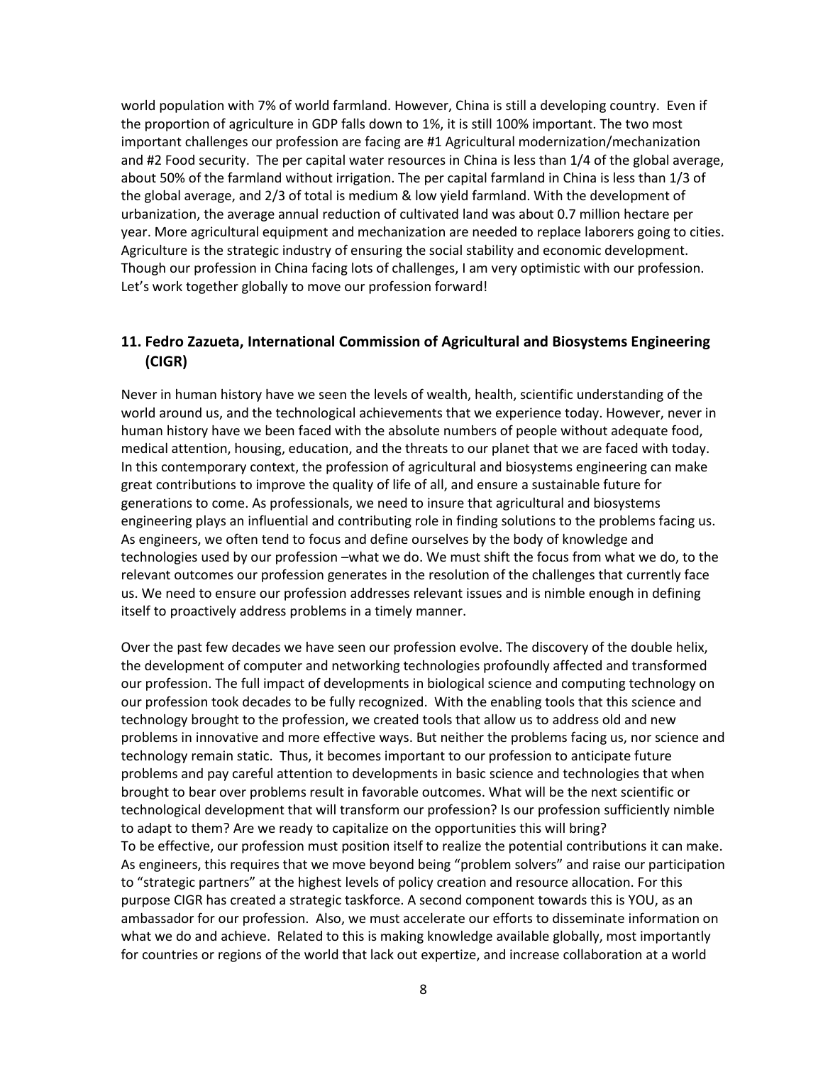world population with 7% of world farmland. However, China is still a developing country. Even if the proportion of agriculture in GDP falls down to 1%, it is still 100% important. The two most important challenges our profession are facing are #1 Agricultural modernization/mechanization and #2 Food security. The per capital water resources in China is less than 1/4 of the global average, about 50% of the farmland without irrigation. The per capital farmland in China is less than 1/3 of the global average, and 2/3 of total is medium & low yield farmland. With the development of urbanization, the average annual reduction of cultivated land was about 0.7 million hectare per year. More agricultural equipment and mechanization are needed to replace laborers going to cities. Agriculture is the strategic industry of ensuring the social stability and economic development. Though our profession in China facing lots of challenges, I am very optimistic with our profession. Let's work together globally to move our profession forward!

## 11. Fedro Zazueta, International Commission of Agricultural and Biosystems Engineering (CIGR)

Never in human history have we seen the levels of wealth, health, scientific understanding of the world around us, and the technological achievements that we experience today. However, never in human history have we been faced with the absolute numbers of people without adequate food, medical attention, housing, education, and the threats to our planet that we are faced with today. In this contemporary context, the profession of agricultural and biosystems engineering can make great contributions to improve the quality of life of all, and ensure a sustainable future for generations to come. As professionals, we need to insure that agricultural and biosystems engineering plays an influential and contributing role in finding solutions to the problems facing us. As engineers, we often tend to focus and define ourselves by the body of knowledge and technologies used by our profession –what we do. We must shift the focus from what we do, to the relevant outcomes our profession generates in the resolution of the challenges that currently face us. We need to ensure our profession addresses relevant issues and is nimble enough in defining itself to proactively address problems in a timely manner.

Over the past few decades we have seen our profession evolve. The discovery of the double helix, the development of computer and networking technologies profoundly affected and transformed our profession. The full impact of developments in biological science and computing technology on our profession took decades to be fully recognized. With the enabling tools that this science and technology brought to the profession, we created tools that allow us to address old and new problems in innovative and more effective ways. But neither the problems facing us, nor science and technology remain static. Thus, it becomes important to our profession to anticipate future problems and pay careful attention to developments in basic science and technologies that when brought to bear over problems result in favorable outcomes. What will be the next scientific or technological development that will transform our profession? Is our profession sufficiently nimble to adapt to them? Are we ready to capitalize on the opportunities this will bring?
To be effective, our profession must position itself to realize the potential contributions it can make. As engineers, this requires that we move beyond being "problem solvers" and raise our participation to "strategic partners" at the highest levels of policy creation and resource allocation. For this purpose CIGR has created a strategic taskforce. A second component towards this is YOU, as an ambassador for our profession. Also, we must accelerate our efforts to disseminate information on what we do and achieve. Related to this is making knowledge available globally, most importantly for countries or regions of the world that lack out expertize, and increase collaboration at a world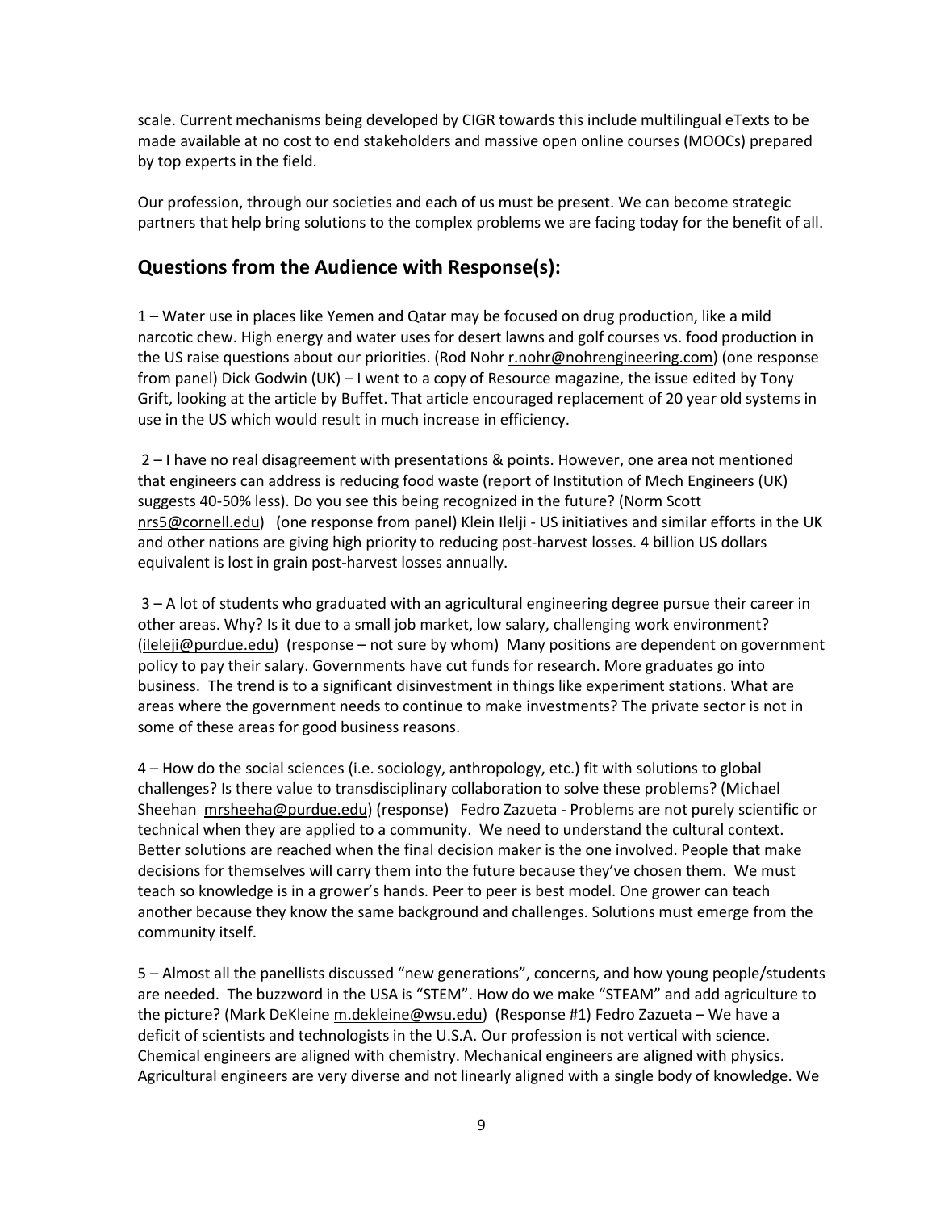scale. Current mechanisms being developed by CIGR towards this include multilingual eTexts to be made available at no cost to end stakeholders and massive open online courses (MOOCs) prepared by top experts in the field.

Our profession, through our societies and each of us must be present. We can become strategic partners that help bring solutions to the complex problems we are facing today for the benefit of all.

## Questions from the Audience with Response(s):

1 – Water use in places like Yemen and Qatar may be focused on drug production, like a mild narcotic chew. High energy and water uses for desert lawns and golf courses vs. food production in the US raise questions about our priorities. (Rod Nohr r.nohr@nohrengineering.com) (one response from panel) Dick Godwin (UK) – I went to a copy of Resource magazine, the issue edited by Tony Grift, looking at the article by Buffet. That article encouraged replacement of 20 year old systems in use in the US which would result in much increase in efficiency.

2 – I have no real disagreement with presentations & points. However, one area not mentioned that engineers can address is reducing food waste (report of Institution of Mech Engineers (UK) suggests 40-50% less). Do you see this being recognized in the future? (Norm Scott nrs5@cornell.edu) (one response from panel) Klein Ilelji - US initiatives and similar efforts in the UK and other nations are giving high priority to reducing post-harvest losses. 4 billion US dollars equivalent is lost in grain post-harvest losses annually.

3 – A lot of students who graduated with an agricultural engineering degree pursue their career in other areas. Why? Is it due to a small job market, low salary, challenging work environment? (ileleji@purdue.edu) (response – not sure by whom) Many positions are dependent on government policy to pay their salary. Governments have cut funds for research. More graduates go into business. The trend is to a significant disinvestment in things like experiment stations. What are areas where the government needs to continue to make investments? The private sector is not in some of these areas for good business reasons.

4 – How do the social sciences (i.e. sociology, anthropology, etc.) fit with solutions to global challenges? Is there value to transdisciplinary collaboration to solve these problems? (Michael Sheehan mrsheeha@purdue.edu) (response) Fedro Zazueta - Problems are not purely scientific or technical when they are applied to a community. We need to understand the cultural context. Better solutions are reached when the final decision maker is the one involved. People that make decisions for themselves will carry them into the future because they've chosen them. We must teach so knowledge is in a grower's hands. Peer to peer is best model. One grower can teach another because they know the same background and challenges. Solutions must emerge from the community itself.

5 – Almost all the panellists discussed "new generations", concerns, and how young people/students are needed. The buzzword in the USA is "STEM". How do we make "STEAM" and add agriculture to the picture? (Mark DeKleine m.dekleine@wsu.edu) (Response #1) Fedro Zazueta – We have a deficit of scientists and technologists in the U.S.A. Our profession is not vertical with science. Chemical engineers are aligned with chemistry. Mechanical engineers are aligned with physics. Agricultural engineers are very diverse and not linearly aligned with a single body of knowledge. We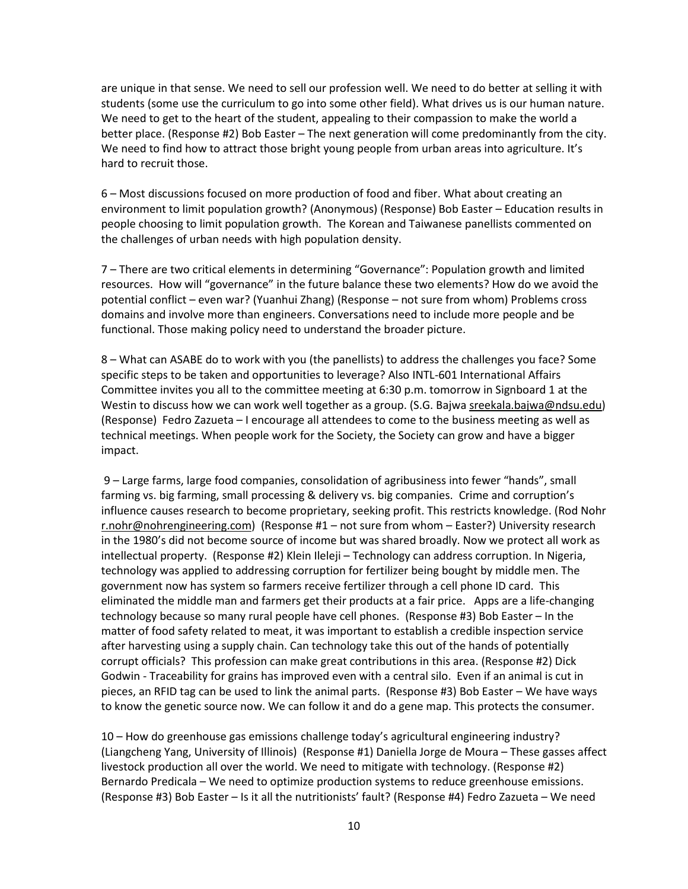are unique in that sense. We need to sell our profession well. We need to do better at selling it with students (some use the curriculum to go into some other field). What drives us is our human nature. We need to get to the heart of the student, appealing to their compassion to make the world a better place. (Response #2) Bob Easter – The next generation will come predominantly from the city. We need to find how to attract those bright young people from urban areas into agriculture. It's hard to recruit those.

6 – Most discussions focused on more production of food and fiber. What about creating an environment to limit population growth? (Anonymous) (Response) Bob Easter – Education results in people choosing to limit population growth. The Korean and Taiwanese panellists commented on the challenges of urban needs with high population density.

7 – There are two critical elements in determining "Governance": Population growth and limited resources. How will "governance" in the future balance these two elements? How do we avoid the potential conflict – even war? (Yuanhui Zhang) (Response – not sure from whom) Problems cross domains and involve more than engineers. Conversations need to include more people and be functional. Those making policy need to understand the broader picture.

8 – What can ASABE do to work with you (the panellists) to address the challenges you face? Some specific steps to be taken and opportunities to leverage? Also INTL-601 International Affairs Committee invites you all to the committee meeting at 6:30 p.m. tomorrow in Signboard 1 at the Westin to discuss how we can work well together as a group. (S.G. Bajwa sreekala.bajwa@ndsu.edu) (Response) Fedro Zazueta – I encourage all attendees to come to the business meeting as well as technical meetings. When people work for the Society, the Society can grow and have a bigger impact.

9 – Large farms, large food companies, consolidation of agribusiness into fewer "hands", small farming vs. big farming, small processing & delivery vs. big companies. Crime and corruption's influence causes research to become proprietary, seeking profit. This restricts knowledge. (Rod Nohr r.nohr@nohrengineering.com) (Response #1 – not sure from whom – Easter?) University research in the 1980's did not become source of income but was shared broadly. Now we protect all work as intellectual property. (Response #2) Klein Ileleji – Technology can address corruption. In Nigeria, technology was applied to addressing corruption for fertilizer being bought by middle men. The government now has system so farmers receive fertilizer through a cell phone ID card. This eliminated the middle man and farmers get their products at a fair price. Apps are a life-changing technology because so many rural people have cell phones. (Response #3) Bob Easter – In the matter of food safety related to meat, it was important to establish a credible inspection service after harvesting using a supply chain. Can technology take this out of the hands of potentially corrupt officials? This profession can make great contributions in this area. (Response #2) Dick Godwin - Traceability for grains has improved even with a central silo. Even if an animal is cut in pieces, an RFID tag can be used to link the animal parts. (Response #3) Bob Easter – We have ways to know the genetic source now. We can follow it and do a gene map. This protects the consumer.

10 – How do greenhouse gas emissions challenge today's agricultural engineering industry? (Liangcheng Yang, University of Illinois) (Response #1) Daniella Jorge de Moura – These gasses affect livestock production all over the world. We need to mitigate with technology. (Response #2) Bernardo Predicala – We need to optimize production systems to reduce greenhouse emissions. (Response #3) Bob Easter – Is it all the nutritionists' fault? (Response #4) Fedro Zazueta – We need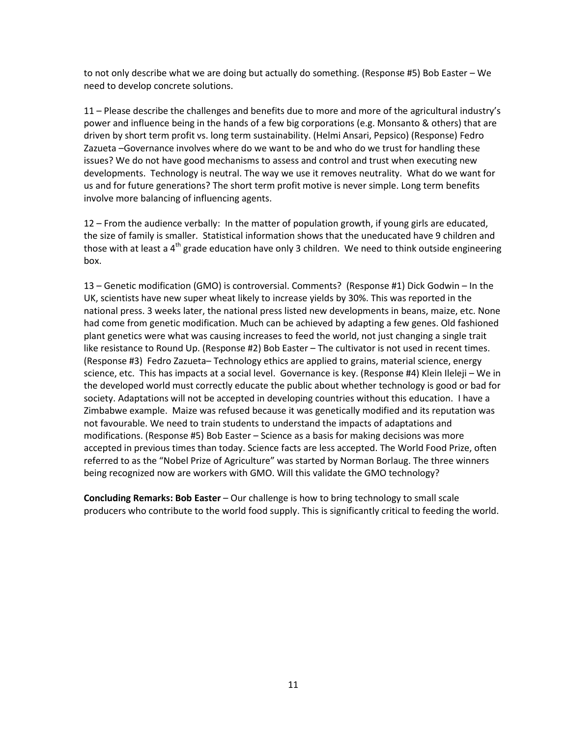to not only describe what we are doing but actually do something. (Response #5) Bob Easter – We need to develop concrete solutions.

11 – Please describe the challenges and benefits due to more and more of the agricultural industry's power and influence being in the hands of a few big corporations (e.g. Monsanto & others) that are driven by short term profit vs. long term sustainability. (Helmi Ansari, Pepsico) (Response) Fedro Zazueta –Governance involves where do we want to be and who do we trust for handling these issues? We do not have good mechanisms to assess and control and trust when executing new developments. Technology is neutral. The way we use it removes neutrality. What do we want for us and for future generations? The short term profit motive is never simple. Long term benefits involve more balancing of influencing agents.

12 – From the audience verbally: In the matter of population growth, if young girls are educated, the size of family is smaller. Statistical information shows that the uneducated have 9 children and those with at least a 4th grade education have only 3 children. We need to think outside engineering box.

13 – Genetic modification (GMO) is controversial. Comments? (Response #1) Dick Godwin – In the UK, scientists have new super wheat likely to increase yields by 30%. This was reported in the national press. 3 weeks later, the national press listed new developments in beans, maize, etc. None had come from genetic modification. Much can be achieved by adapting a few genes. Old fashioned plant genetics were what was causing increases to feed the world, not just changing a single trait like resistance to Round Up. (Response #2) Bob Easter – The cultivator is not used in recent times. (Response #3) Fedro Zazueta– Technology ethics are applied to grains, material science, energy science, etc. This has impacts at a social level. Governance is key. (Response #4) Klein Ileleji – We in the developed world must correctly educate the public about whether technology is good or bad for society. Adaptations will not be accepted in developing countries without this education. I have a Zimbabwe example. Maize was refused because it was genetically modified and its reputation was not favourable. We need to train students to understand the impacts of adaptations and modifications. (Response #5) Bob Easter – Science as a basis for making decisions was more accepted in previous times than today. Science facts are less accepted. The World Food Prize, often referred to as the "Nobel Prize of Agriculture" was started by Norman Borlaug. The three winners being recognized now are workers with GMO. Will this validate the GMO technology?

**Concluding Remarks: Bob Easter** – Our challenge is how to bring technology to small scale producers who contribute to the world food supply. This is significantly critical to feeding the world.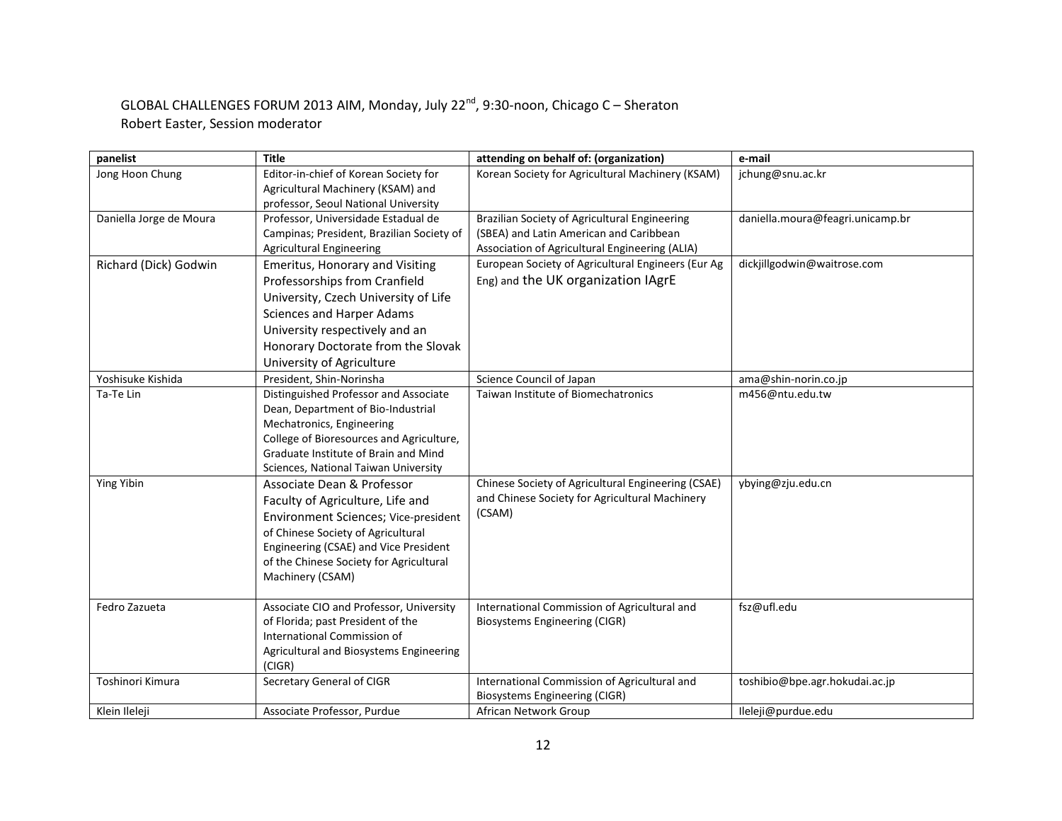GLOBAL CHALLENGES FORUM 2013 AIM, Monday, July 22nd, 9:30-noon, Chicago C – Sheraton
Robert Easter, Session moderator

| panelist | Title | attending on behalf of: (organization) | e-mail |
|---|---|---|---|
| Jong Hoon Chung | Editor-in-chief of Korean Society for Agricultural Machinery (KSAM) and professor, Seoul National University | Korean Society for Agricultural Machinery (KSAM) | jchung@snu.ac.kr |
| Daniella Jorge de Moura | Professor, Universidade Estadual de Campinas; President, Brazilian Society of Agricultural Engineering | Brazilian Society of Agricultural Engineering (SBEA) and Latin American and Caribbean Association of Agricultural Engineering (ALIA) | daniella.moura@feagri.unicamp.br |
| Richard (Dick) Godwin | Emeritus, Honorary and Visiting Professorships from Cranfield University, Czech University of Life Sciences and Harper Adams University respectively and an Honorary Doctorate from the Slovak University of Agriculture | European Society of Agricultural Engineers (Eur Ag Eng) and the UK organization IAgrE | dickjillgodwin@waitrose.com |
| Yoshisuke Kishida | President, Shin-Norinsha | Science Council of Japan | ama@shin-norin.co.jp |
| Ta-Te Lin | Distinguished Professor and Associate Dean, Department of Bio-Industrial Mechatronics, Engineering College of Bioresources and Agriculture, Graduate Institute of Brain and Mind Sciences, National Taiwan University | Taiwan Institute of Biomechatronics | m456@ntu.edu.tw |
| Ying Yibin | Associate Dean & Professor Faculty of Agriculture, Life and Environment Sciences; Vice-president of Chinese Society of Agricultural Engineering (CSAE) and Vice President of the Chinese Society for Agricultural Machinery (CSAM) | Chinese Society of Agricultural Engineering (CSAE) and Chinese Society for Agricultural Machinery (CSAM) | ybying@zju.edu.cn |
| Fedro Zazueta | Associate CIO and Professor, University of Florida; past President of the International Commission of Agricultural and Biosystems Engineering (CIGR) | International Commission of Agricultural and Biosystems Engineering (CIGR) | fsz@ufl.edu |
| Toshinori Kimura | Secretary General of CIGR | International Commission of Agricultural and Biosystems Engineering (CIGR) | toshibio@bpe.agr.hokudai.ac.jp |
| Klein Ileleji | Associate Professor, Purdue | African Network Group | Ileleji@purdue.edu |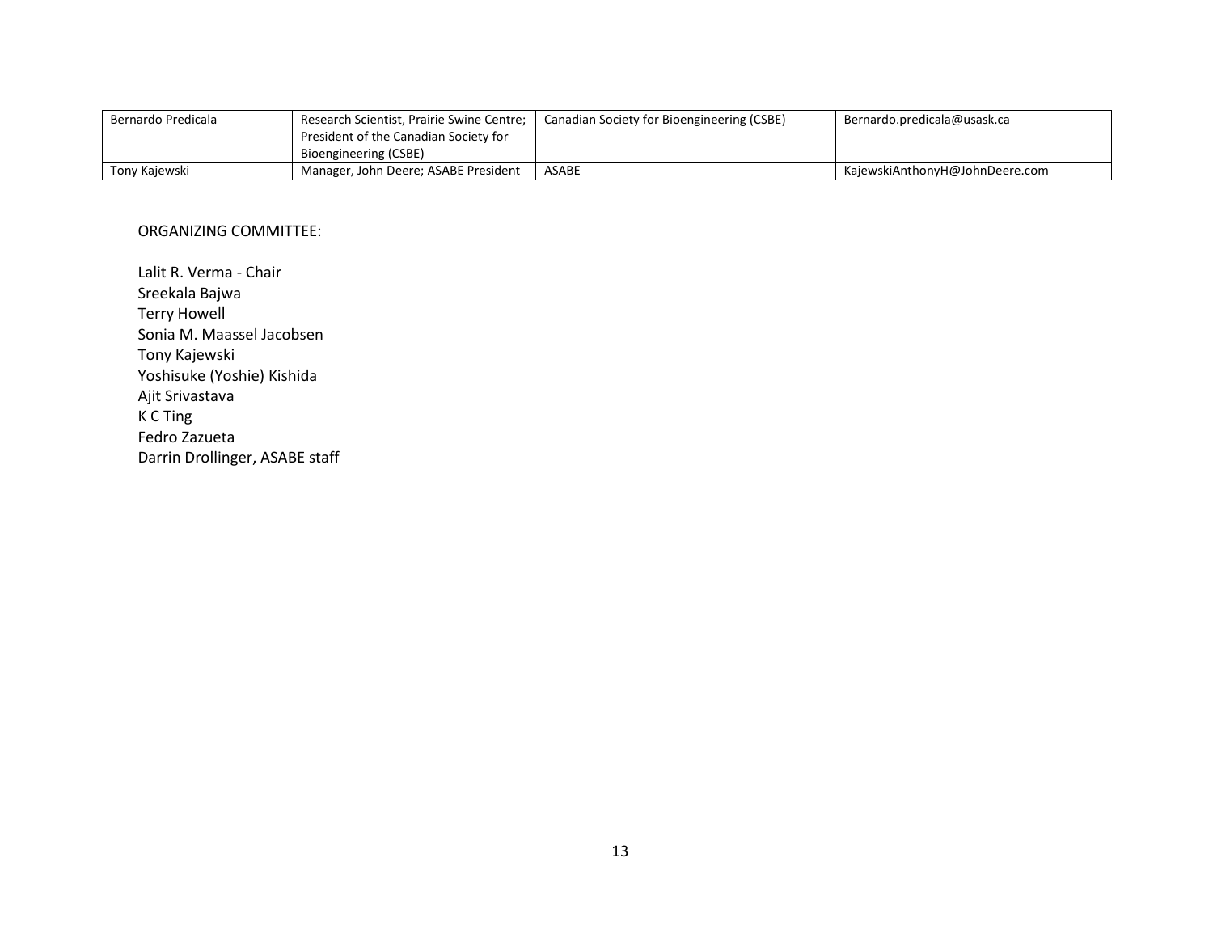| | | | |
|---|---|---|---|
| Bernardo Predicala | Research Scientist, Prairie Swine Centre; President of the Canadian Society for Bioengineering (CSBE) | Canadian Society for Bioengineering (CSBE) | Bernardo.predicala@usask.ca |
| Tony Kajewski | Manager, John Deere; ASABE President | ASABE | KajewskiAnthonyH@JohnDeere.com |

ORGANIZING COMMITTEE:

Lalit R. Verma - Chair
Sreekala Bajwa
Terry Howell
Sonia M. Maassel Jacobsen
Tony Kajewski
Yoshisuke (Yoshie) Kishida
Ajit Srivastava
K C Ting
Fedro Zazueta
Darrin Drollinger, ASABE staff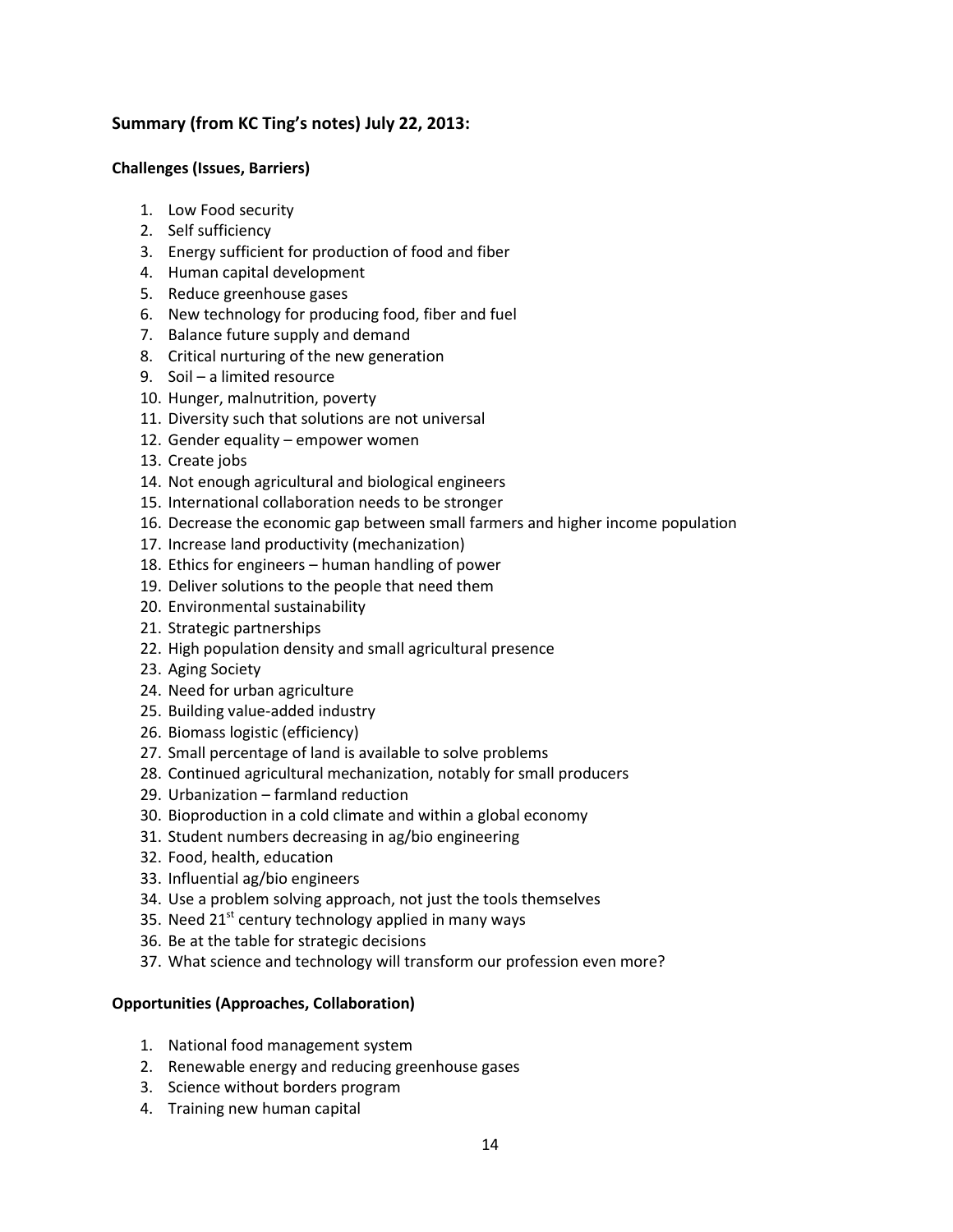### Summary (from KC Ting's notes) July 22, 2013:

#### Challenges (Issues, Barriers)

1. Low Food security
2. Self sufficiency
3. Energy sufficient for production of food and fiber
4. Human capital development
5. Reduce greenhouse gases
6. New technology for producing food, fiber and fuel
7. Balance future supply and demand
8. Critical nurturing of the new generation
9. Soil – a limited resource
10. Hunger, malnutrition, poverty
11. Diversity such that solutions are not universal
12. Gender equality – empower women
13. Create jobs
14. Not enough agricultural and biological engineers
15. International collaboration needs to be stronger
16. Decrease the economic gap between small farmers and higher income population
17. Increase land productivity (mechanization)
18. Ethics for engineers – human handling of power
19. Deliver solutions to the people that need them
20. Environmental sustainability
21. Strategic partnerships
22. High population density and small agricultural presence
23. Aging Society
24. Need for urban agriculture
25. Building value-added industry
26. Biomass logistic (efficiency)
27. Small percentage of land is available to solve problems
28. Continued agricultural mechanization, notably for small producers
29. Urbanization – farmland reduction
30. Bioproduction in a cold climate and within a global economy
31. Student numbers decreasing in ag/bio engineering
32. Food, health, education
33. Influential ag/bio engineers
34. Use a problem solving approach, not just the tools themselves
35. Need 21st century technology applied in many ways
36. Be at the table for strategic decisions
37. What science and technology will transform our profession even more?

#### Opportunities (Approaches, Collaboration)

1. National food management system
2. Renewable energy and reducing greenhouse gases
3. Science without borders program
4. Training new human capital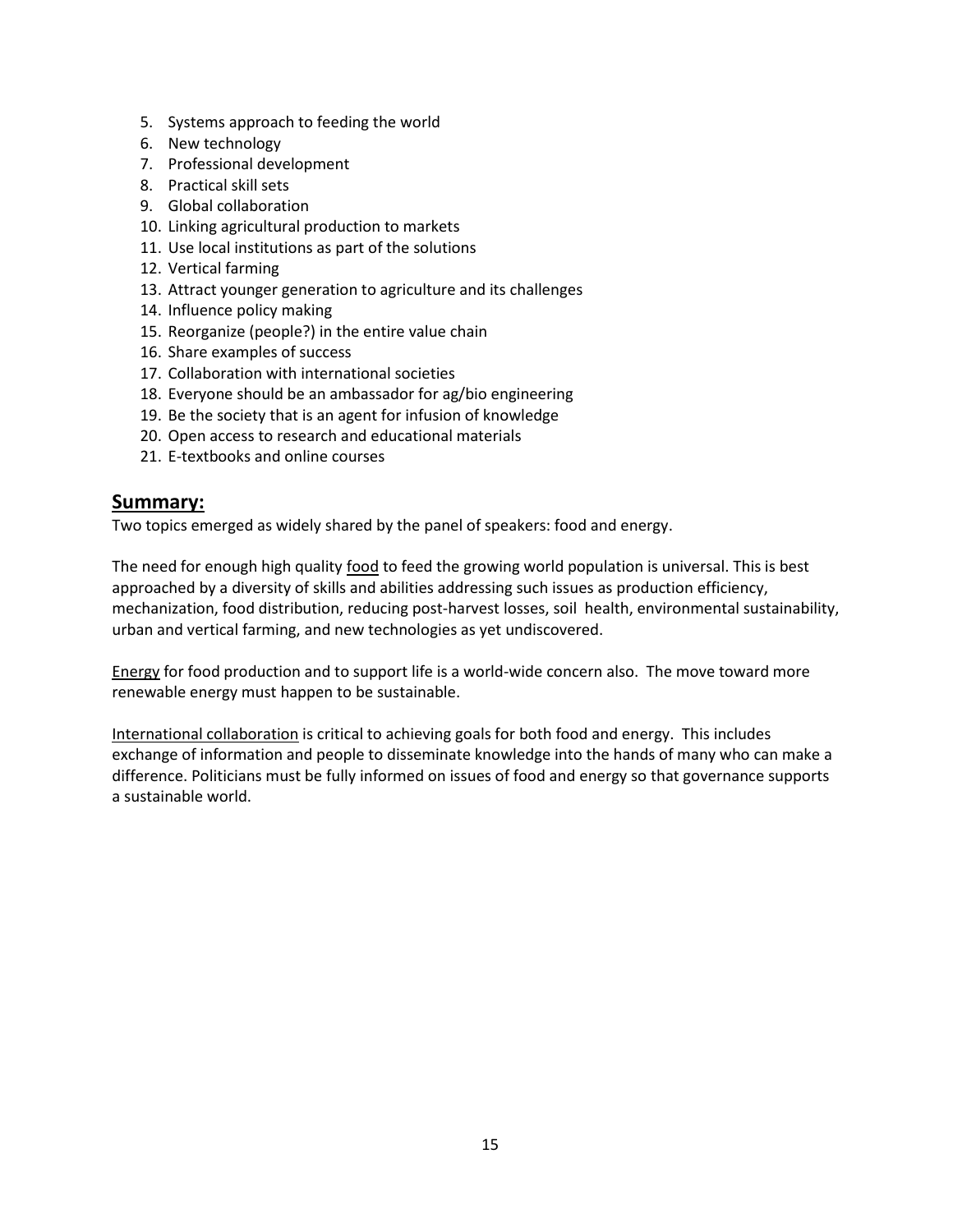5. Systems approach to feeding the world
6. New technology
7. Professional development
8. Practical skill sets
9. Global collaboration
10. Linking agricultural production to markets
11. Use local institutions as part of the solutions
12. Vertical farming
13. Attract younger generation to agriculture and its challenges
14. Influence policy making
15. Reorganize (people?) in the entire value chain
16. Share examples of success
17. Collaboration with international societies
18. Everyone should be an ambassador for ag/bio engineering
19. Be the society that is an agent for infusion of knowledge
20. Open access to research and educational materials
21. E-textbooks and online courses

## Summary:

Two topics emerged as widely shared by the panel of speakers: food and energy.

The need for enough high quality food to feed the growing world population is universal. This is best approached by a diversity of skills and abilities addressing such issues as production efficiency, mechanization, food distribution, reducing post-harvest losses, soil health, environmental sustainability, urban and vertical farming, and new technologies as yet undiscovered.

Energy for food production and to support life is a world-wide concern also. The move toward more renewable energy must happen to be sustainable.

International collaboration is critical to achieving goals for both food and energy. This includes exchange of information and people to disseminate knowledge into the hands of many who can make a difference. Politicians must be fully informed on issues of food and energy so that governance supports a sustainable world.